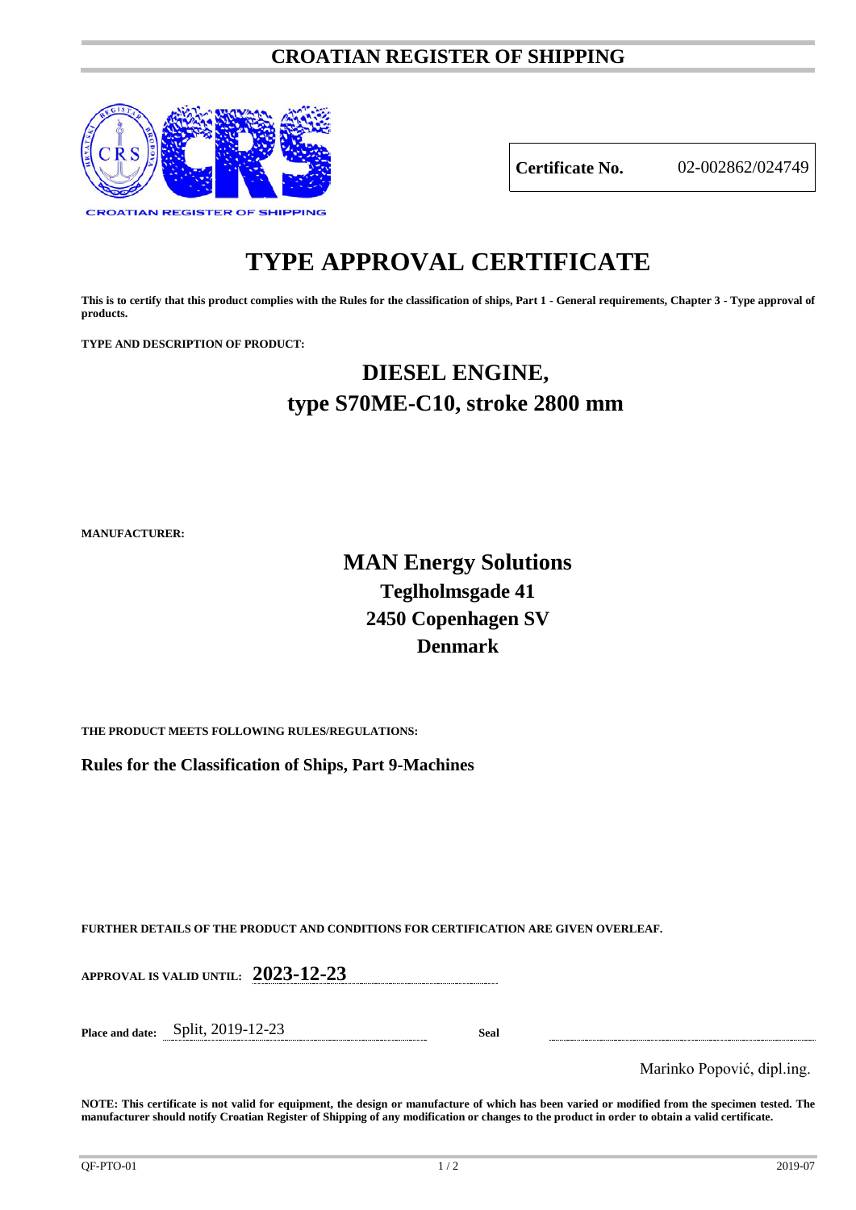# CROATIAN REGISTER OF SHIPPING

CROATIAN REGISTER OF SHIPPING

| **Certificate No.** | 02-002862/024749 |
|---|---|

# TYPE APPROVAL CERTIFICATE

**This is to certify that this product complies with the Rules for the classification of ships, Part 1 - General requirements, Chapter 3 - Type approval of products.**

**TYPE AND DESCRIPTION OF PRODUCT:**

## DIESEL ENGINE,
## type S70ME-C10, stroke 2800 mm

**MANUFACTURER:**

## MAN Energy Solutions
### Teglholmsgade 41
### 2450 Copenhagen SV
### Denmark

**THE PRODUCT MEETS FOLLOWING RULES/REGULATIONS:**

**Rules for the Classification of Ships, Part 9-Machines**

**FURTHER DETAILS OF THE PRODUCT AND CONDITIONS FOR CERTIFICATION ARE GIVEN OVERLEAF.**

**APPROVAL IS VALID UNTIL:** **2023-12-23**

**Place and date:** Split, 2019-12-23

**Seal**

Marinko Popović, dipl.ing.

**NOTE: This certificate is not valid for equipment, the design or manufacture of which has been varied or modified from the specimen tested. The manufacturer should notify Croatian Register of Shipping of any modification or changes to the product in order to obtain a valid certificate.**

QF-PTO-01 2019-07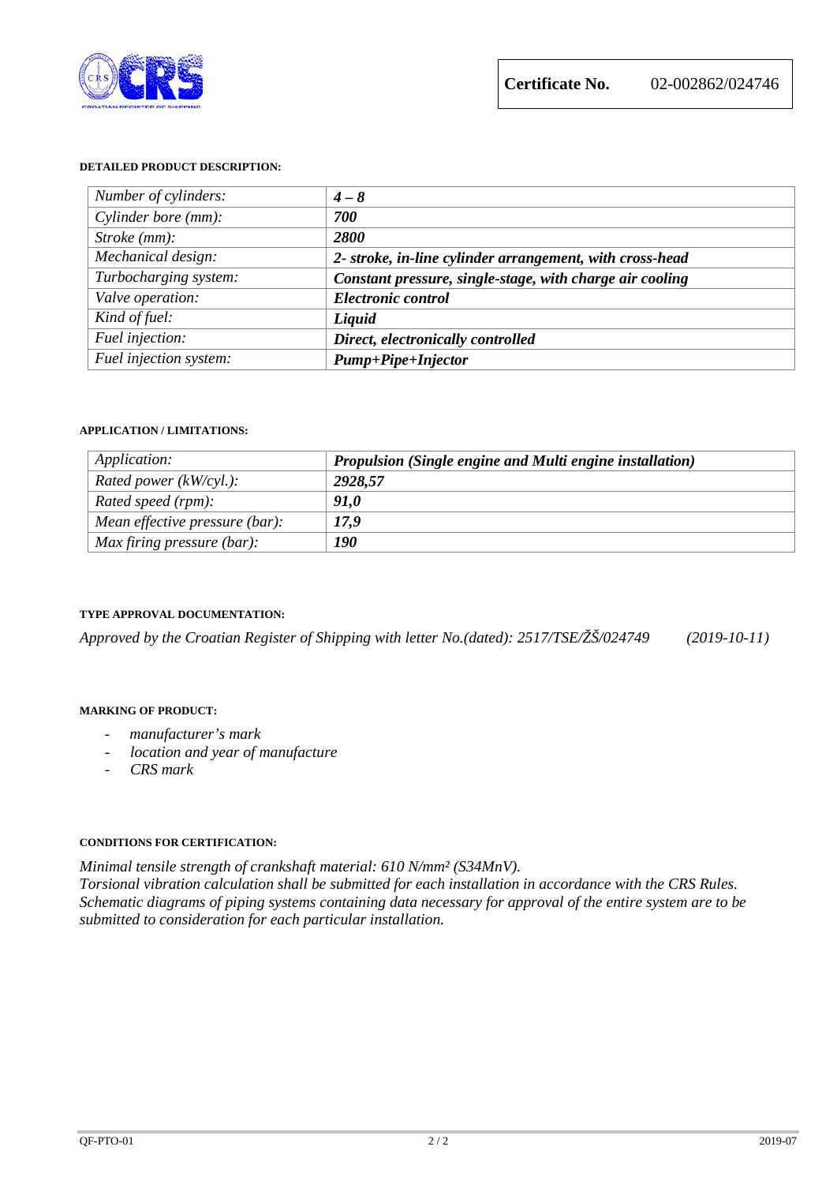**Certificate No.** 02-002862/024746

#### DETAILED PRODUCT DESCRIPTION:

| | |
|---|---|
| *Number of cylinders:* | ***4 – 8*** |
| *Cylinder bore (mm):* | ***700*** |
| *Stroke (mm):* | ***2800*** |
| *Mechanical design:* | ***2- stroke, in-line cylinder arrangement, with cross-head*** |
| *Turbocharging system:* | ***Constant pressure, single-stage, with charge air cooling*** |
| *Valve operation:* | ***Electronic control*** |
| *Kind of fuel:* | ***Liquid*** |
| *Fuel injection:* | ***Direct, electronically controlled*** |
| *Fuel injection system:* | ***Pump+Pipe+Injector*** |

#### APPLICATION / LIMITATIONS:

| | |
|---|---|
| *Application:* | ***Propulsion (Single engine and Multi engine installation)*** |
| *Rated power (kW/cyl.):* | ***2928,57*** |
| *Rated speed (rpm):* | ***91,0*** |
| *Mean effective pressure (bar):* | ***17,9*** |
| *Max firing pressure (bar):* | ***190*** |

#### TYPE APPROVAL DOCUMENTATION:

*Approved by the Croatian Register of Shipping with letter No.(dated): 2517/TSE/ŽŠ/024749 (2019-10-11)*

#### MARKING OF PRODUCT:

- *manufacturer's mark*
- *location and year of manufacture*
- *CRS mark*

#### CONDITIONS FOR CERTIFICATION:

*Minimal tensile strength of crankshaft material: 610 N/mm² (S34MnV).*
*Torsional vibration calculation shall be submitted for each installation in accordance with the CRS Rules.*
*Schematic diagrams of piping systems containing data necessary for approval of the entire system are to be submitted to consideration for each particular installation.*